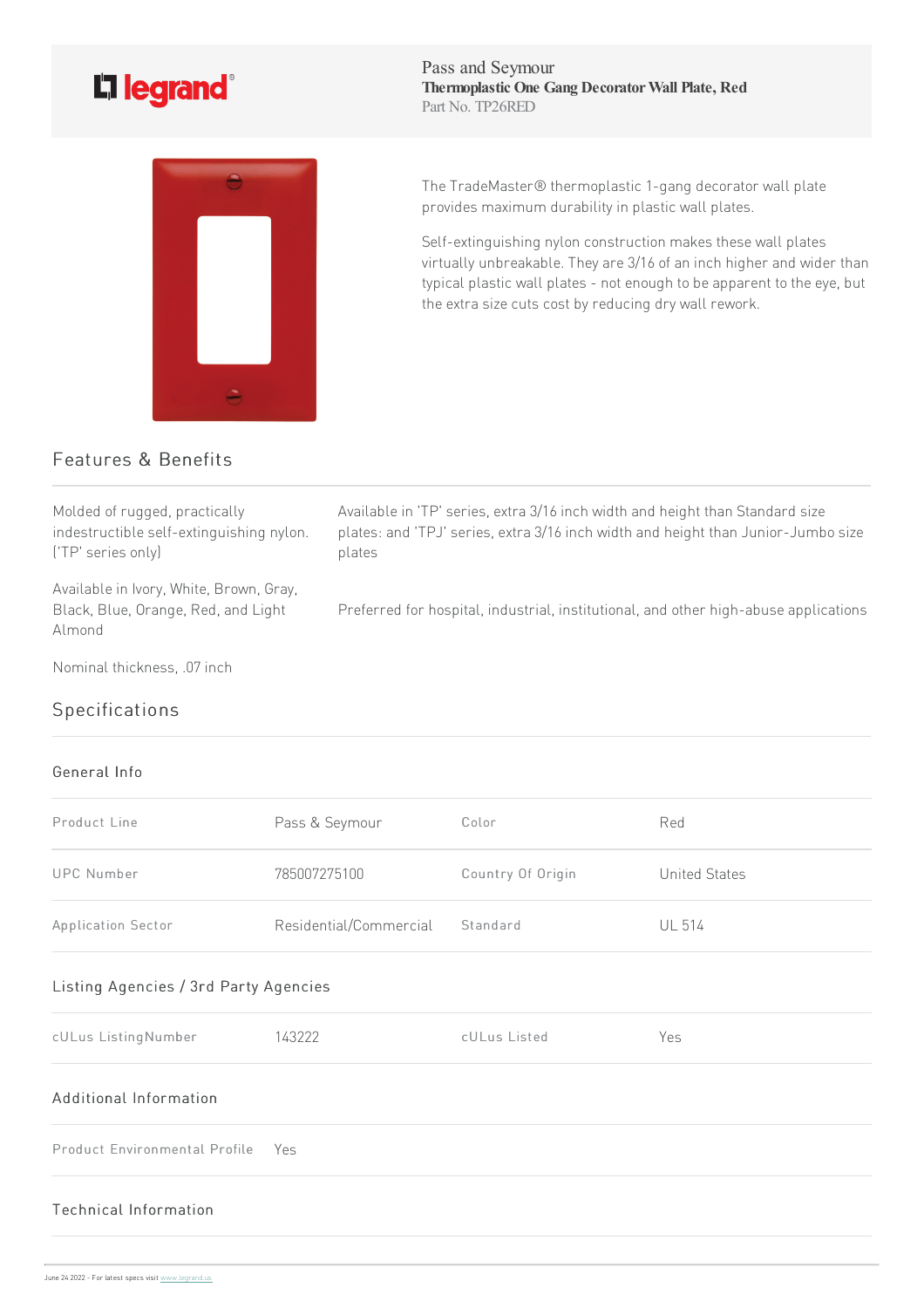Pass and Seymour
**Thermoplastic One Gang Decorator Wall Plate, Red**
Part No. TP26RED

The TradeMaster® thermoplastic 1-gang decorator wall plate provides maximum durability in plastic wall plates.

Self-extinguishing nylon construction makes these wall plates virtually unbreakable. They are 3/16 of an inch higher and wider than typical plastic wall plates - not enough to be apparent to the eye, but the extra size cuts cost by reducing dry wall rework.

## Features & Benefits

Molded of rugged, practically indestructible self-extinguishing nylon. ('TP' series only)

Available in Ivory, White, Brown, Gray, Black, Blue, Orange, Red, and Light Almond

Nominal thickness, .07 inch

Available in 'TP' series, extra 3/16 inch width and height than Standard size plates: and 'TPJ' series, extra 3/16 inch width and height than Junior-Jumbo size plates

Preferred for hospital, industrial, institutional, and other high-abuse applications

## Specifications

### General Info

| | | | |
|---|---|---|---|
| Product Line | Pass & Seymour | Color | Red |
| UPC Number | 785007275100 | Country Of Origin | United States |
| Application Sector | Residential/Commercial | Standard | UL 514 |

### Listing Agencies / 3rd Party Agencies

| | | | |
|---|---|---|---|
| cULus ListingNumber | 143222 | cULus Listed | Yes |

### Additional Information

| | |
|---|---|
| Product Environmental Profile | Yes |

### Technical Information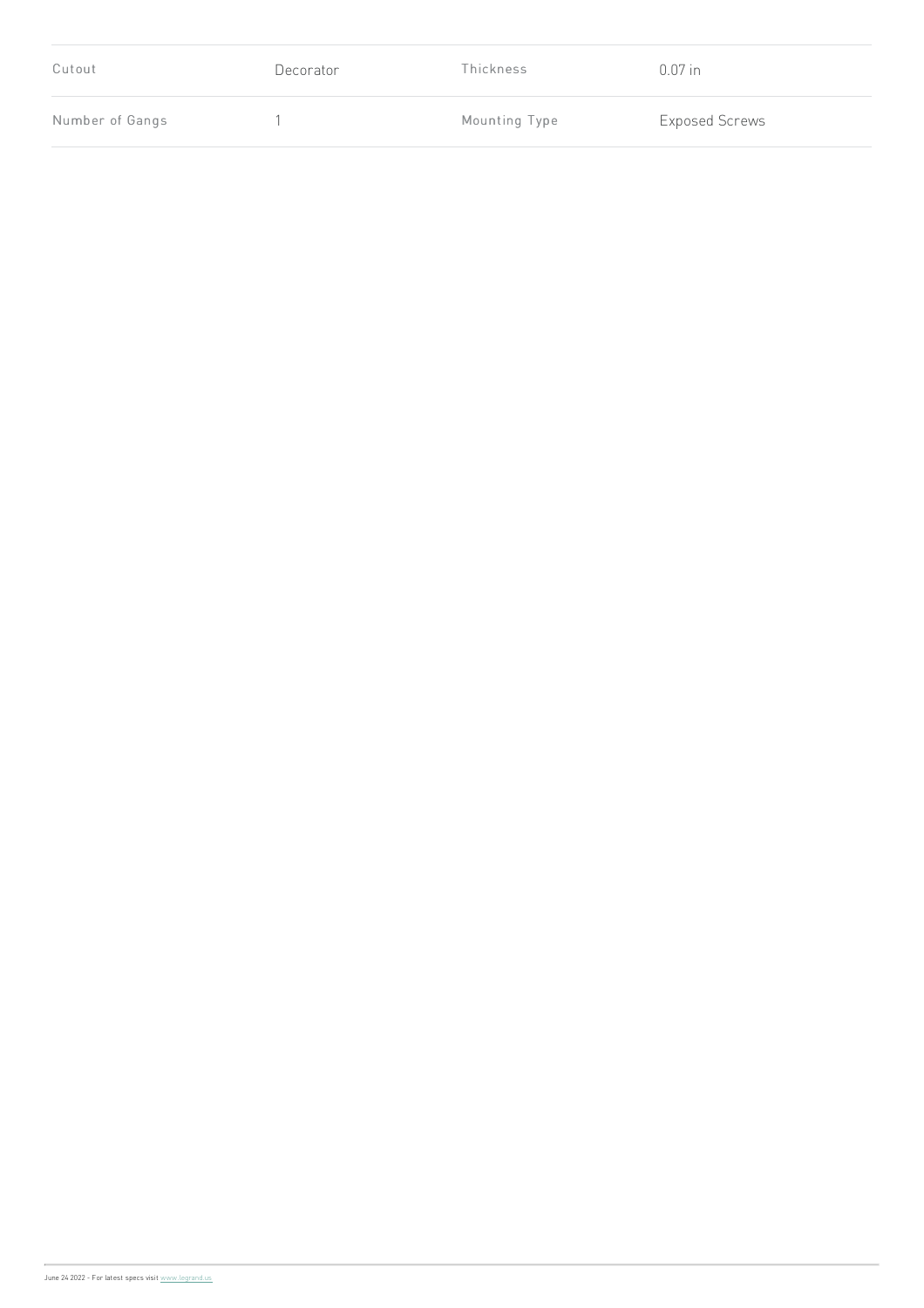| | | | |
|---|---|---|---|
| Cutout | Decorator | Thickness | 0.07 in |
| Number of Gangs | 1 | Mounting Type | Exposed Screws |